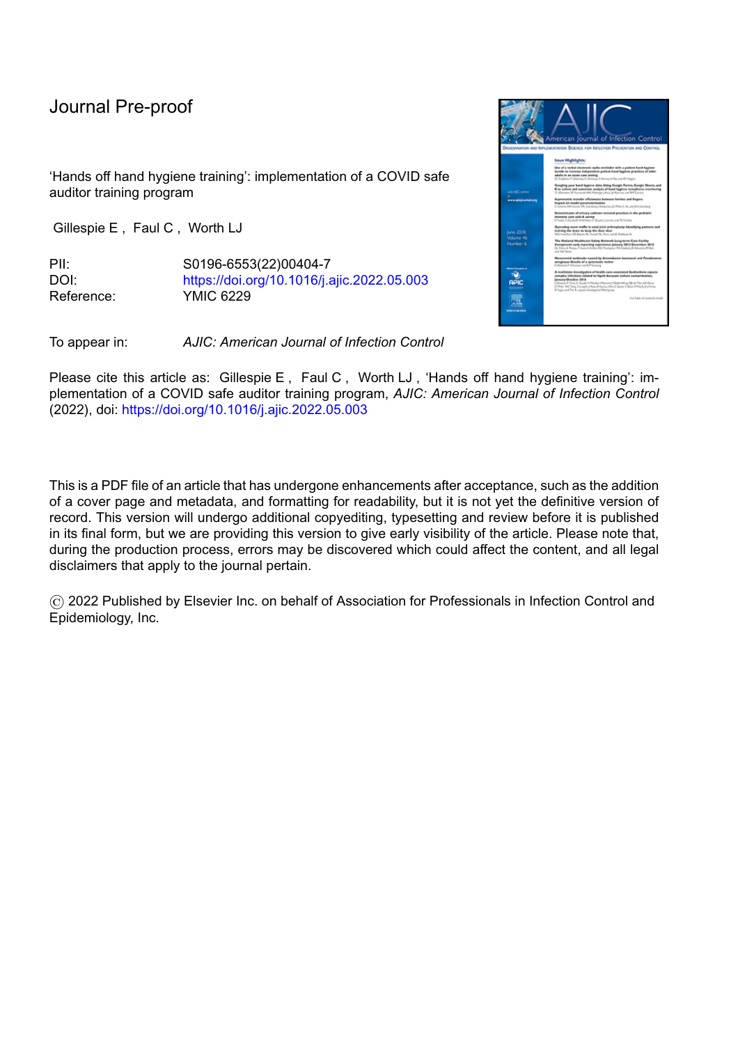Journal Pre-proof

'Hands off hand hygiene training': implementation of a COVID safe auditor training program

Gillespie E , Faul C , Worth LJ

PII: S0196-6553(22)00404-7
DOI: https://doi.org/10.1016/j.ajic.2022.05.003
Reference: YMIC 6229

To appear in: *AJIC: American Journal of Infection Control*

Please cite this article as: Gillespie E , Faul C , Worth LJ , 'Hands off hand hygiene training': implementation of a COVID safe auditor training program, *AJIC: American Journal of Infection Control* (2022), doi: https://doi.org/10.1016/j.ajic.2022.05.003

This is a PDF file of an article that has undergone enhancements after acceptance, such as the addition of a cover page and metadata, and formatting for readability, but it is not yet the definitive version of record. This version will undergo additional copyediting, typesetting and review before it is published in its final form, but we are providing this version to give early visibility of the article. Please note that, during the production process, errors may be discovered which could affect the content, and all legal disclaimers that apply to the journal pertain.

© 2022 Published by Elsevier Inc. on behalf of Association for Professionals in Infection Control and Epidemiology, Inc.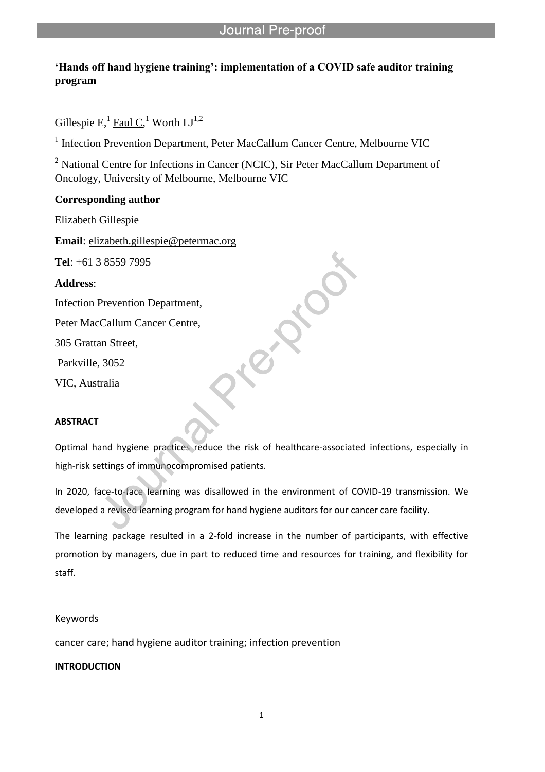# 'Hands off hand hygiene training': implementation of a COVID safe auditor training program

Gillespie E,[1] Faul C,[1] Worth LJ[1,2]

[1] Infection Prevention Department, Peter MacCallum Cancer Centre, Melbourne VIC

[2] National Centre for Infections in Cancer (NCIC), Sir Peter MacCallum Department of Oncology, University of Melbourne, Melbourne VIC

**Corresponding author**

Elizabeth Gillespie

**Email**: elizabeth.gillespie@petermac.org

**Tel**: +61 3 8559 7995

**Address**:

Infection Prevention Department,

Peter MacCallum Cancer Centre,

305 Grattan Street,

Parkville, 3052

VIC, Australia

## ABSTRACT

Optimal hand hygiene practices reduce the risk of healthcare-associated infections, especially in high-risk settings of immunocompromised patients.

In 2020, face-to-face learning was disallowed in the environment of COVID-19 transmission. We developed a revised learning program for hand hygiene auditors for our cancer care facility.

The learning package resulted in a 2-fold increase in the number of participants, with effective promotion by managers, due in part to reduced time and resources for training, and flexibility for staff.

Keywords

cancer care; hand hygiene auditor training; infection prevention

## INTRODUCTION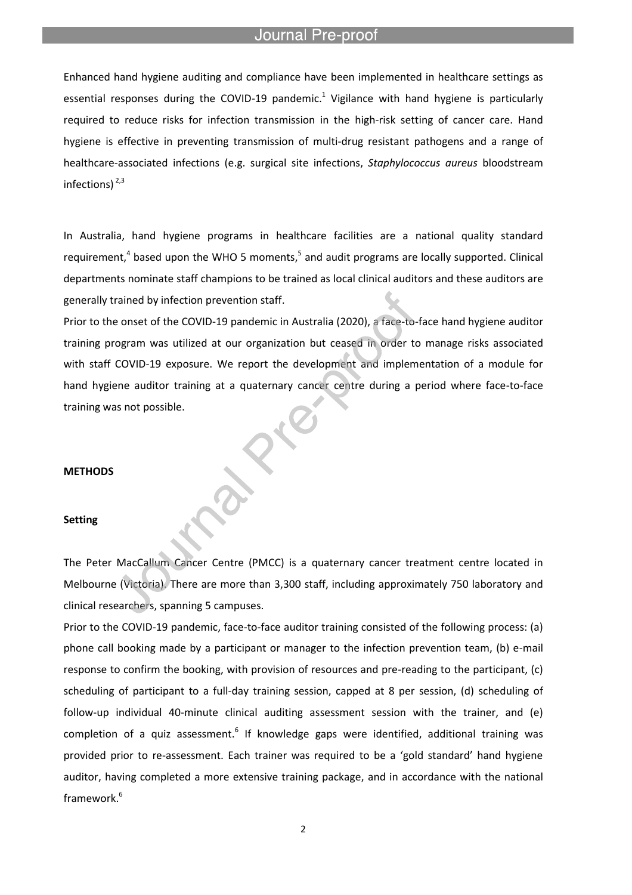Enhanced hand hygiene auditing and compliance have been implemented in healthcare settings as essential responses during the COVID-19 pandemic.[1] Vigilance with hand hygiene is particularly required to reduce risks for infection transmission in the high-risk setting of cancer care. Hand hygiene is effective in preventing transmission of multi-drug resistant pathogens and a range of healthcare-associated infections (e.g. surgical site infections, *Staphylococcus aureus* bloodstream infections) [2,3]

In Australia, hand hygiene programs in healthcare facilities are a national quality standard requirement,[4] based upon the WHO 5 moments,[5] and audit programs are locally supported. Clinical departments nominate staff champions to be trained as local clinical auditors and these auditors are generally trained by infection prevention staff.

Prior to the onset of the COVID-19 pandemic in Australia (2020), a face-to-face hand hygiene auditor training program was utilized at our organization but ceased in order to manage risks associated with staff COVID-19 exposure. We report the development and implementation of a module for hand hygiene auditor training at a quaternary cancer centre during a period where face-to-face training was not possible.

## METHODS

### Setting

The Peter MacCallum Cancer Centre (PMCC) is a quaternary cancer treatment centre located in Melbourne (Victoria). There are more than 3,300 staff, including approximately 750 laboratory and clinical researchers, spanning 5 campuses.

Prior to the COVID-19 pandemic, face-to-face auditor training consisted of the following process: (a) phone call booking made by a participant or manager to the infection prevention team, (b) e-mail response to confirm the booking, with provision of resources and pre-reading to the participant, (c) scheduling of participant to a full-day training session, capped at 8 per session, (d) scheduling of follow-up individual 40-minute clinical auditing assessment session with the trainer, and (e) completion of a quiz assessment.[6] If knowledge gaps were identified, additional training was provided prior to re-assessment. Each trainer was required to be a 'gold standard' hand hygiene auditor, having completed a more extensive training package, and in accordance with the national framework.[6]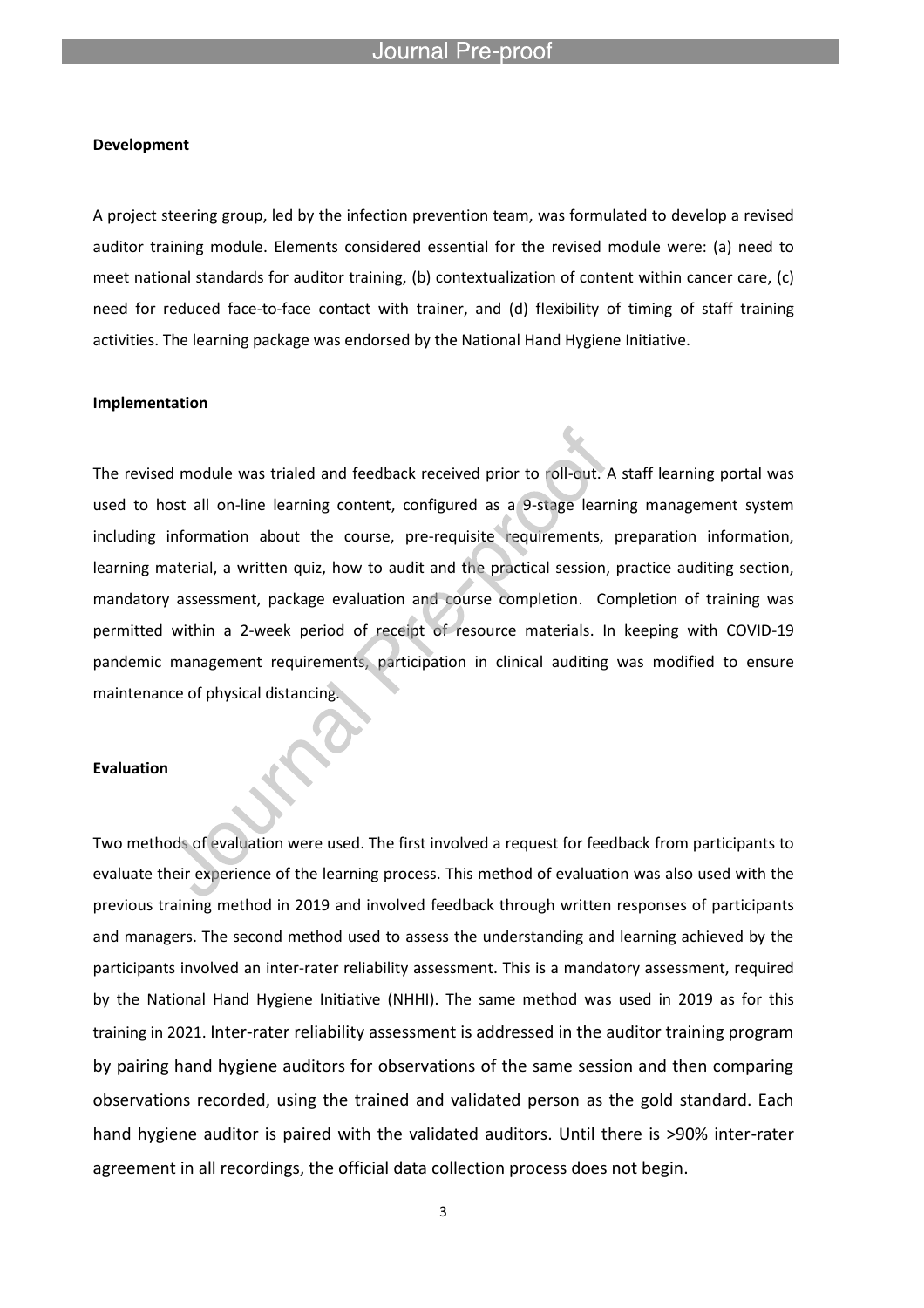**Development**

A project steering group, led by the infection prevention team, was formulated to develop a revised auditor training module. Elements considered essential for the revised module were: (a) need to meet national standards for auditor training, (b) contextualization of content within cancer care, (c) need for reduced face-to-face contact with trainer, and (d) flexibility of timing of staff training activities. The learning package was endorsed by the National Hand Hygiene Initiative.

**Implementation**

The revised module was trialed and feedback received prior to roll-out. A staff learning portal was used to host all on-line learning content, configured as a 9-stage learning management system including information about the course, pre-requisite requirements, preparation information, learning material, a written quiz, how to audit and the practical session, practice auditing section, mandatory assessment, package evaluation and course completion. Completion of training was permitted within a 2-week period of receipt of resource materials. In keeping with COVID-19 pandemic management requirements, participation in clinical auditing was modified to ensure maintenance of physical distancing.

**Evaluation**

Two methods of evaluation were used. The first involved a request for feedback from participants to evaluate their experience of the learning process. This method of evaluation was also used with the previous training method in 2019 and involved feedback through written responses of participants and managers. The second method used to assess the understanding and learning achieved by the participants involved an inter-rater reliability assessment. This is a mandatory assessment, required by the National Hand Hygiene Initiative (NHHI). The same method was used in 2019 as for this training in 2021. Inter-rater reliability assessment is addressed in the auditor training program by pairing hand hygiene auditors for observations of the same session and then comparing observations recorded, using the trained and validated person as the gold standard. Each hand hygiene auditor is paired with the validated auditors. Until there is >90% inter-rater agreement in all recordings, the official data collection process does not begin.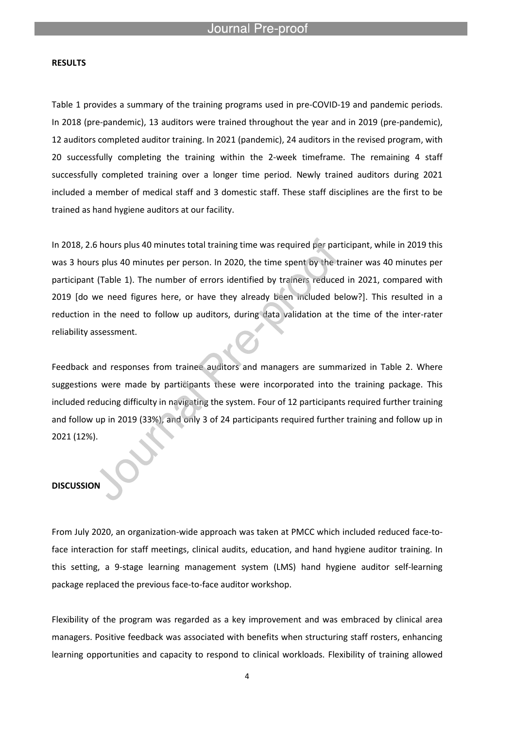**RESULTS**

Table 1 provides a summary of the training programs used in pre-COVID-19 and pandemic periods. In 2018 (pre-pandemic), 13 auditors were trained throughout the year and in 2019 (pre-pandemic), 12 auditors completed auditor training. In 2021 (pandemic), 24 auditors in the revised program, with 20 successfully completing the training within the 2-week timeframe. The remaining 4 staff successfully completed training over a longer time period. Newly trained auditors during 2021 included a member of medical staff and 3 domestic staff. These staff disciplines are the first to be trained as hand hygiene auditors at our facility.

In 2018, 2.6 hours plus 40 minutes total training time was required per participant, while in 2019 this was 3 hours plus 40 minutes per person. In 2020, the time spent by the trainer was 40 minutes per participant (Table 1). The number of errors identified by trainers reduced in 2021, compared with 2019 [do we need figures here, or have they already been included below?]. This resulted in a reduction in the need to follow up auditors, during data validation at the time of the inter-rater reliability assessment.

Feedback and responses from trainee auditors and managers are summarized in Table 2. Where suggestions were made by participants these were incorporated into the training package. This included reducing difficulty in navigating the system. Four of 12 participants required further training and follow up in 2019 (33%), and only 3 of 24 participants required further training and follow up in 2021 (12%).

**DISCUSSION**

From July 2020, an organization-wide approach was taken at PMCC which included reduced face-to-face interaction for staff meetings, clinical audits, education, and hand hygiene auditor training. In this setting, a 9-stage learning management system (LMS) hand hygiene auditor self-learning package replaced the previous face-to-face auditor workshop.

Flexibility of the program was regarded as a key improvement and was embraced by clinical area managers. Positive feedback was associated with benefits when structuring staff rosters, enhancing learning opportunities and capacity to respond to clinical workloads. Flexibility of training allowed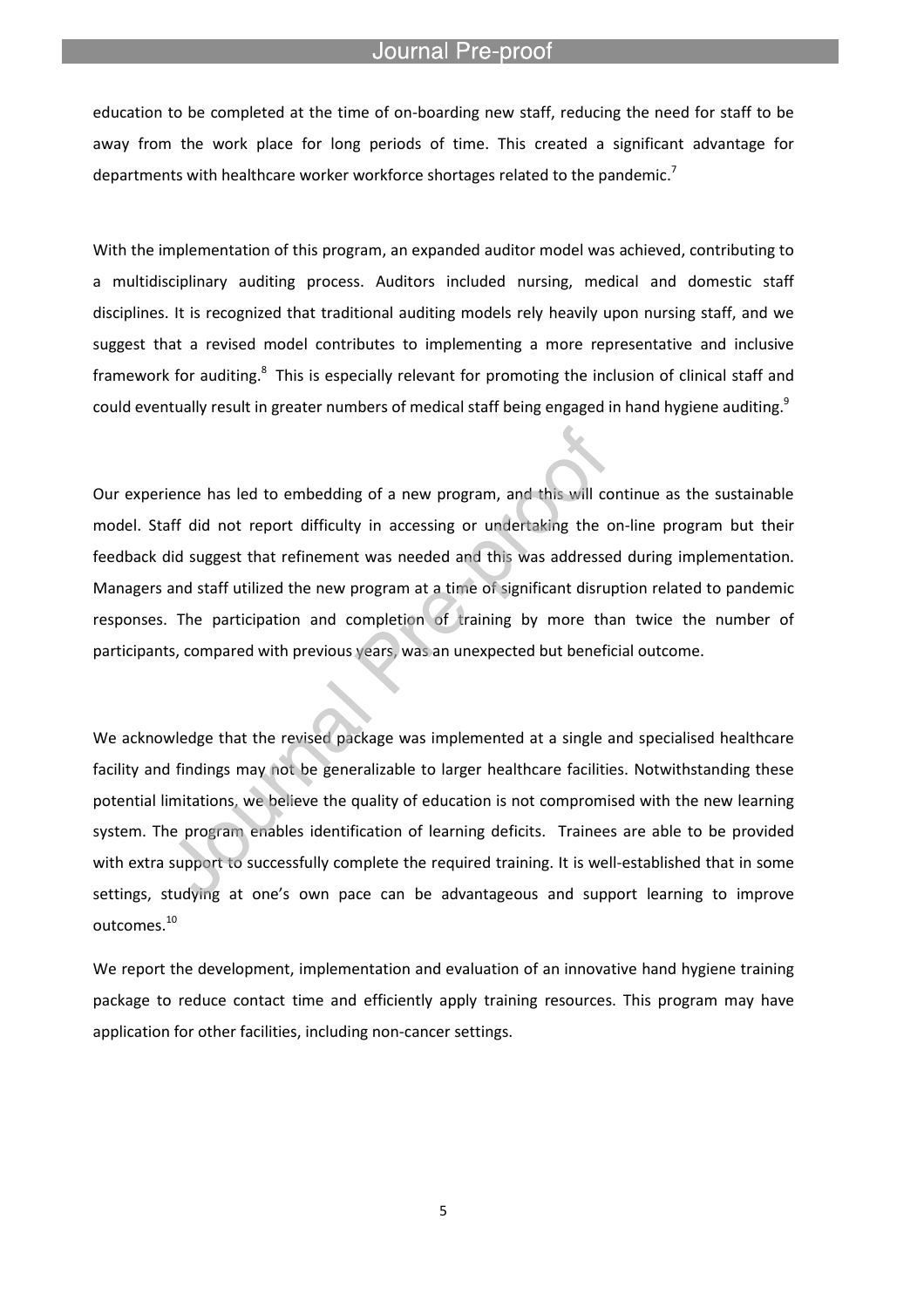education to be completed at the time of on-boarding new staff, reducing the need for staff to be away from the work place for long periods of time. This created a significant advantage for departments with healthcare worker workforce shortages related to the pandemic.[7]

With the implementation of this program, an expanded auditor model was achieved, contributing to a multidisciplinary auditing process. Auditors included nursing, medical and domestic staff disciplines. It is recognized that traditional auditing models rely heavily upon nursing staff, and we suggest that a revised model contributes to implementing a more representative and inclusive framework for auditing.[8] This is especially relevant for promoting the inclusion of clinical staff and could eventually result in greater numbers of medical staff being engaged in hand hygiene auditing.[9]

Our experience has led to embedding of a new program, and this will continue as the sustainable model. Staff did not report difficulty in accessing or undertaking the on-line program but their feedback did suggest that refinement was needed and this was addressed during implementation. Managers and staff utilized the new program at a time of significant disruption related to pandemic responses. The participation and completion of training by more than twice the number of participants, compared with previous years, was an unexpected but beneficial outcome.

We acknowledge that the revised package was implemented at a single and specialised healthcare facility and findings may not be generalizable to larger healthcare facilities. Notwithstanding these potential limitations, we believe the quality of education is not compromised with the new learning system. The program enables identification of learning deficits. Trainees are able to be provided with extra support to successfully complete the required training. It is well-established that in some settings, studying at one's own pace can be advantageous and support learning to improve outcomes.[10]

We report the development, implementation and evaluation of an innovative hand hygiene training package to reduce contact time and efficiently apply training resources. This program may have application for other facilities, including non-cancer settings.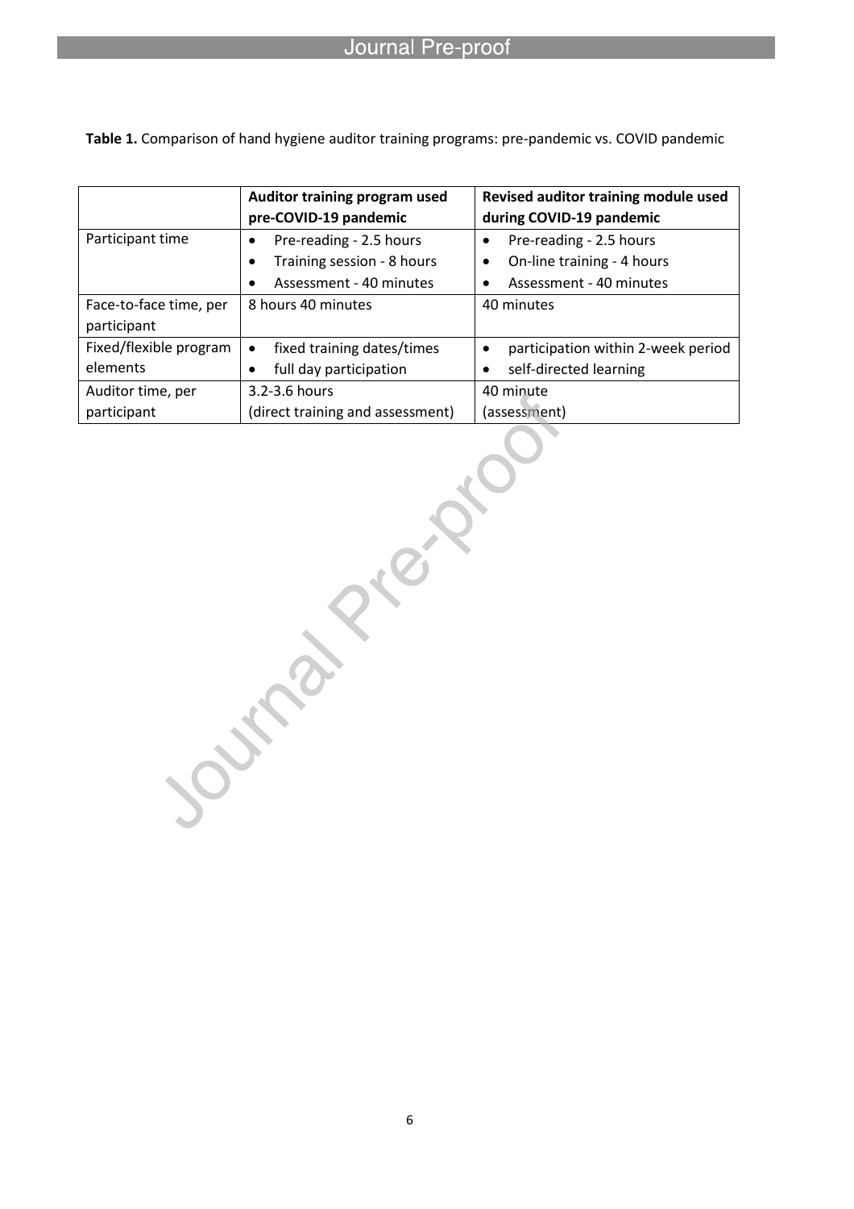**Table 1.** Comparison of hand hygiene auditor training programs: pre-pandemic vs. COVID pandemic

| | Auditor training program used pre-COVID-19 pandemic | Revised auditor training module used during COVID-19 pandemic |
|---|---|---|
| Participant time | • Pre-reading - 2.5 hours<br>• Training session - 8 hours<br>• Assessment - 40 minutes | • Pre-reading - 2.5 hours<br>• On-line training - 4 hours<br>• Assessment - 40 minutes |
| Face-to-face time, per participant | 8 hours 40 minutes | 40 minutes |
| Fixed/flexible program elements | • fixed training dates/times<br>• full day participation | • participation within 2-week period<br>• self-directed learning |
| Auditor time, per participant | 3.2-3.6 hours (direct training and assessment) | 40 minute (assessment) |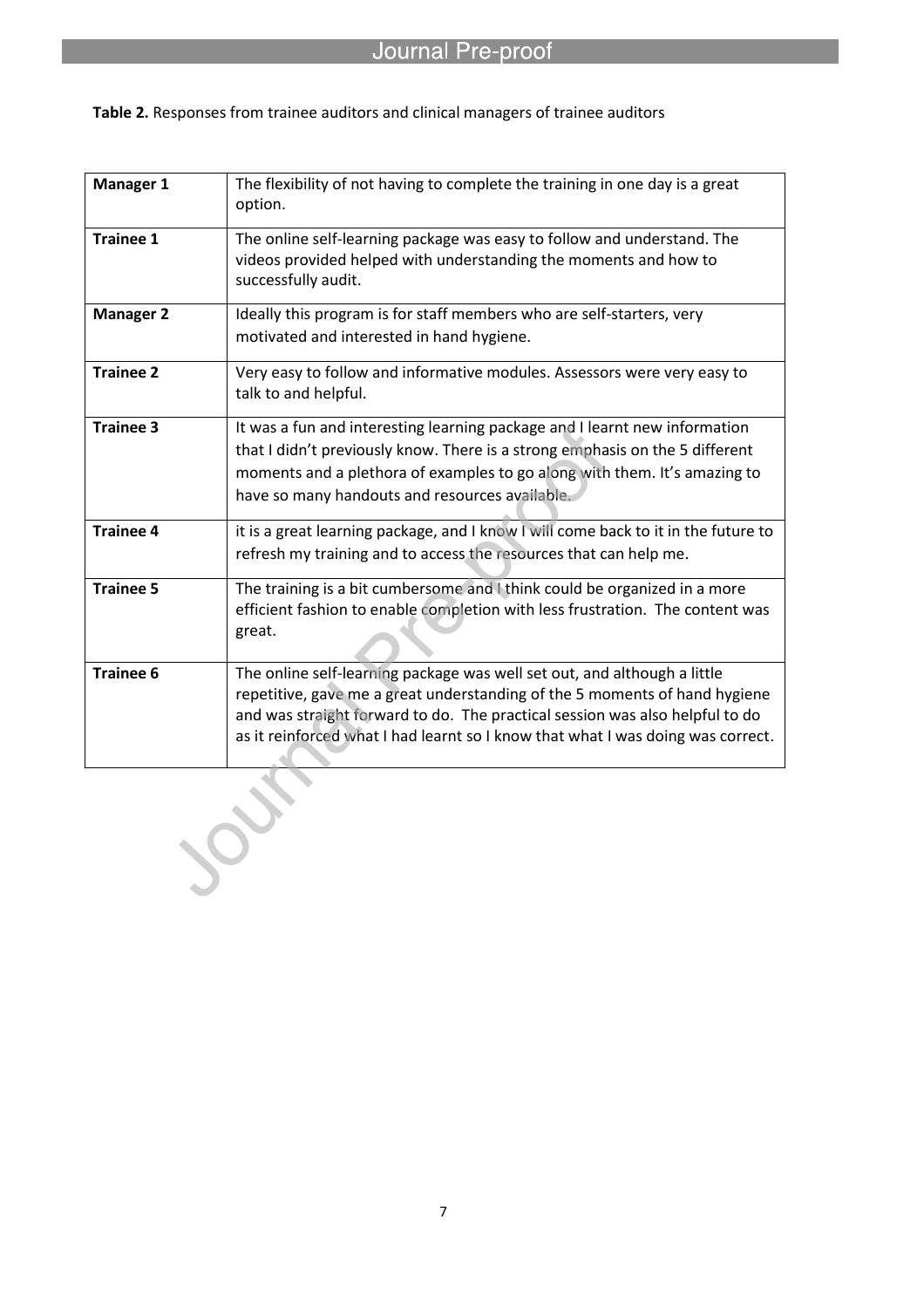**Table 2.** Responses from trainee auditors and clinical managers of trainee auditors

| | |
|---|---|
| **Manager 1** | The flexibility of not having to complete the training in one day is a great option. |
| **Trainee 1** | The online self-learning package was easy to follow and understand. The videos provided helped with understanding the moments and how to successfully audit. |
| **Manager 2** | Ideally this program is for staff members who are self-starters, very motivated and interested in hand hygiene. |
| **Trainee 2** | Very easy to follow and informative modules. Assessors were very easy to talk to and helpful. |
| **Trainee 3** | It was a fun and interesting learning package and I learnt new information that I didn't previously know. There is a strong emphasis on the 5 different moments and a plethora of examples to go along with them. It's amazing to have so many handouts and resources available. |
| **Trainee 4** | it is a great learning package, and I know I will come back to it in the future to refresh my training and to access the resources that can help me. |
| **Trainee 5** | The training is a bit cumbersome and I think could be organized in a more efficient fashion to enable completion with less frustration. The content was great. |
| **Trainee 6** | The online self-learning package was well set out, and although a little repetitive, gave me a great understanding of the 5 moments of hand hygiene and was straight forward to do. The practical session was also helpful to do as it reinforced what I had learnt so I know that what I was doing was correct. |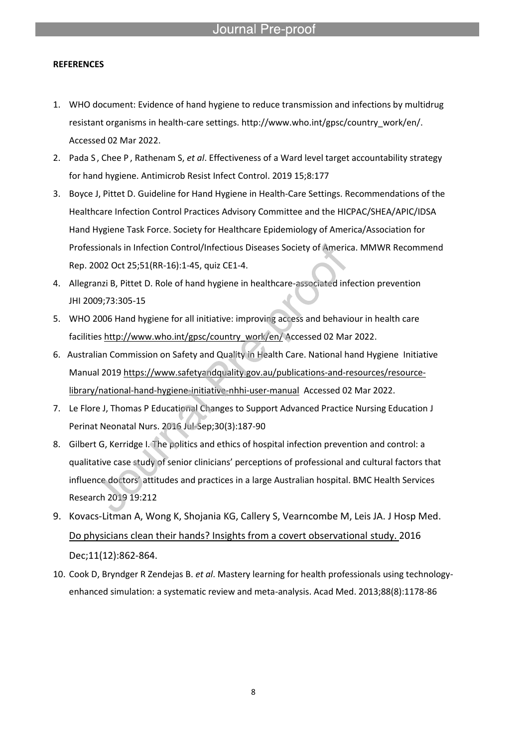**REFERENCES**

1. WHO document: Evidence of hand hygiene to reduce transmission and infections by multidrug resistant organisms in health-care settings. http://www.who.int/gpsc/country_work/en/. Accessed 02 Mar 2022.
2. Pada S , Chee P , Rathenam S, *et al*. Effectiveness of a Ward level target accountability strategy for hand hygiene. Antimicrob Resist Infect Control. 2019 15;8:177
3. Boyce J, Pittet D. Guideline for Hand Hygiene in Health-Care Settings. Recommendations of the Healthcare Infection Control Practices Advisory Committee and the HICPAC/SHEA/APIC/IDSA Hand Hygiene Task Force. Society for Healthcare Epidemiology of America/Association for Professionals in Infection Control/Infectious Diseases Society of America. MMWR Recommend Rep. 2002 Oct 25;51(RR-16):1-45, quiz CE1-4.
4. Allegranzi B, Pittet D. Role of hand hygiene in healthcare-associated infection prevention JHI 2009;73:305-15
5. WHO 2006 Hand hygiene for all initiative: improving access and behaviour in health care facilities http://www.who.int/gpsc/country_work/en/ Accessed 02 Mar 2022.
6. Australian Commission on Safety and Quality in Health Care. National hand Hygiene Initiative Manual 2019 https://www.safetyandquality.gov.au/publications-and-resources/resource-library/national-hand-hygiene-initiative-nhhi-user-manual Accessed 02 Mar 2022.
7. Le Flore J, Thomas P Educational Changes to Support Advanced Practice Nursing Education J Perinat Neonatal Nurs. 2016 Jul-Sep;30(3):187-90
8. Gilbert G, Kerridge I. The politics and ethics of hospital infection prevention and control: a qualitative case study of senior clinicians' perceptions of professional and cultural factors that influence doctors' attitudes and practices in a large Australian hospital. BMC Health Services Research 2019 19:212
9. Kovacs-Litman A, Wong K, Shojania KG, Callery S, Vearncombe M, Leis JA. J Hosp Med. Do physicians clean their hands? Insights from a covert observational study. 2016 Dec;11(12):862-864.
10. Cook D, Bryndger R Zendejas B. *et al*. Mastery learning for health professionals using technology-enhanced simulation: a systematic review and meta-analysis. Acad Med. 2013;88(8):1178-86